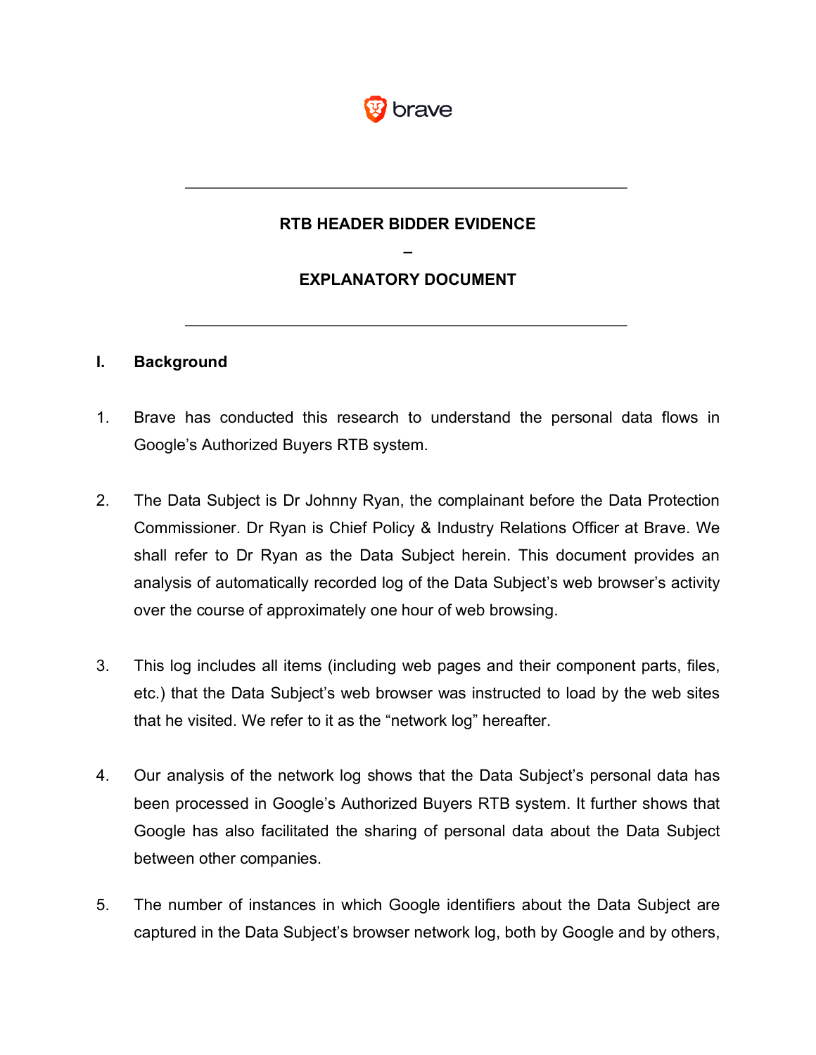brave

---

**RTB HEADER BIDDER EVIDENCE**

**–**

**EXPLANATORY DOCUMENT**

---

## I. Background

1. Brave has conducted this research to understand the personal data flows in Google's Authorized Buyers RTB system.

2. The Data Subject is Dr Johnny Ryan, the complainant before the Data Protection Commissioner. Dr Ryan is Chief Policy & Industry Relations Officer at Brave. We shall refer to Dr Ryan as the Data Subject herein. This document provides an analysis of automatically recorded log of the Data Subject's web browser's activity over the course of approximately one hour of web browsing.

3. This log includes all items (including web pages and their component parts, files, etc.) that the Data Subject's web browser was instructed to load by the web sites that he visited. We refer to it as the "network log" hereafter.

4. Our analysis of the network log shows that the Data Subject's personal data has been processed in Google's Authorized Buyers RTB system. It further shows that Google has also facilitated the sharing of personal data about the Data Subject between other companies.

5. The number of instances in which Google identifiers about the Data Subject are captured in the Data Subject's browser network log, both by Google and by others,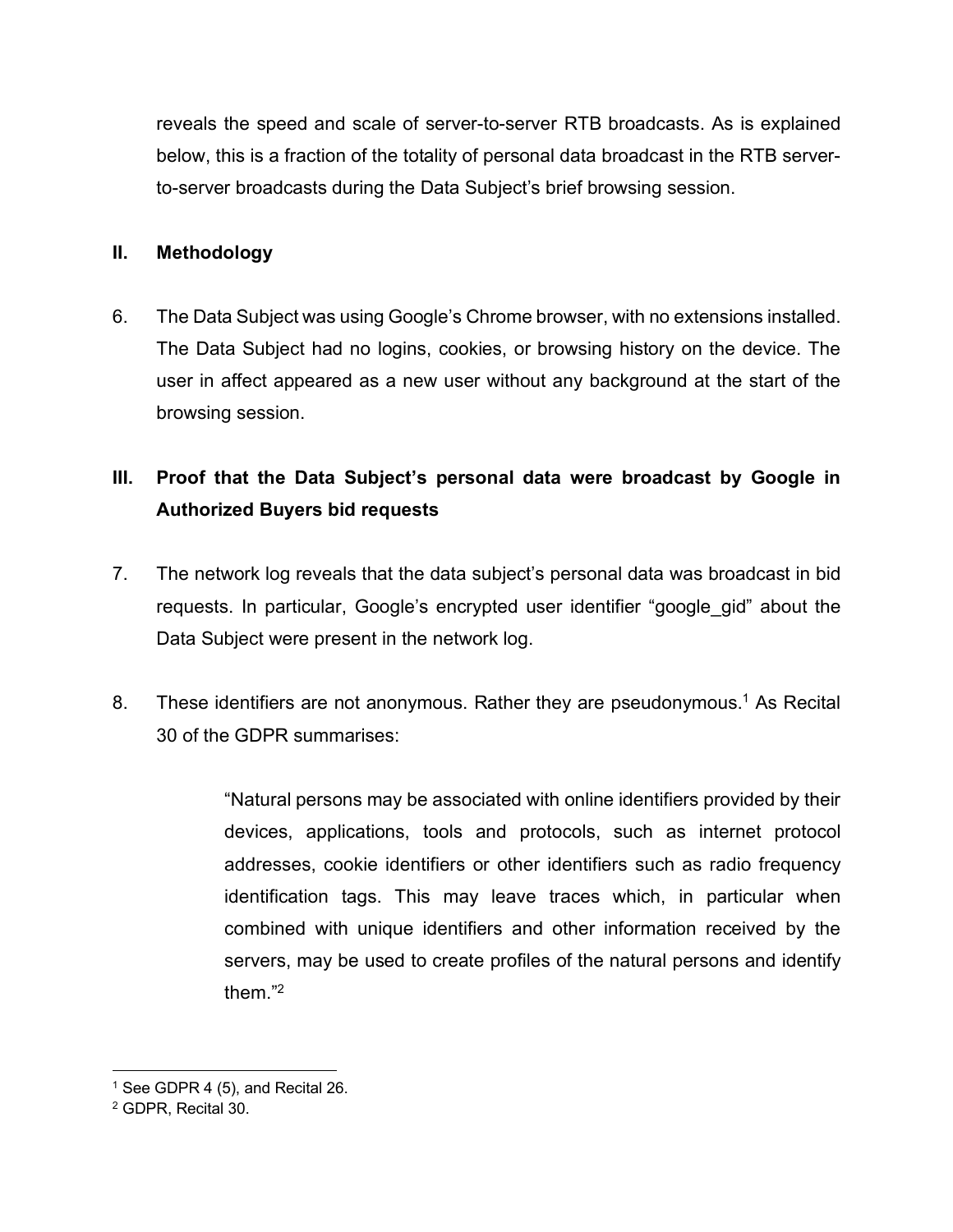reveals the speed and scale of server-to-server RTB broadcasts. As is explained below, this is a fraction of the totality of personal data broadcast in the RTB server-to-server broadcasts during the Data Subject's brief browsing session.

## II. Methodology

6. The Data Subject was using Google's Chrome browser, with no extensions installed. The Data Subject had no logins, cookies, or browsing history on the device. The user in affect appeared as a new user without any background at the start of the browsing session.

## III. Proof that the Data Subject's personal data were broadcast by Google in Authorized Buyers bid requests

7. The network log reveals that the data subject's personal data was broadcast in bid requests. In particular, Google's encrypted user identifier "google_gid" about the Data Subject were present in the network log.

8. These identifiers are not anonymous. Rather they are pseudonymous.[1] As Recital 30 of the GDPR summarises:

> "Natural persons may be associated with online identifiers provided by their devices, applications, tools and protocols, such as internet protocol addresses, cookie identifiers or other identifiers such as radio frequency identification tags. This may leave traces which, in particular when combined with unique identifiers and other information received by the servers, may be used to create profiles of the natural persons and identify them."[2]

---

[1] See GDPR 4 (5), and Recital 26.

[2] GDPR, Recital 30.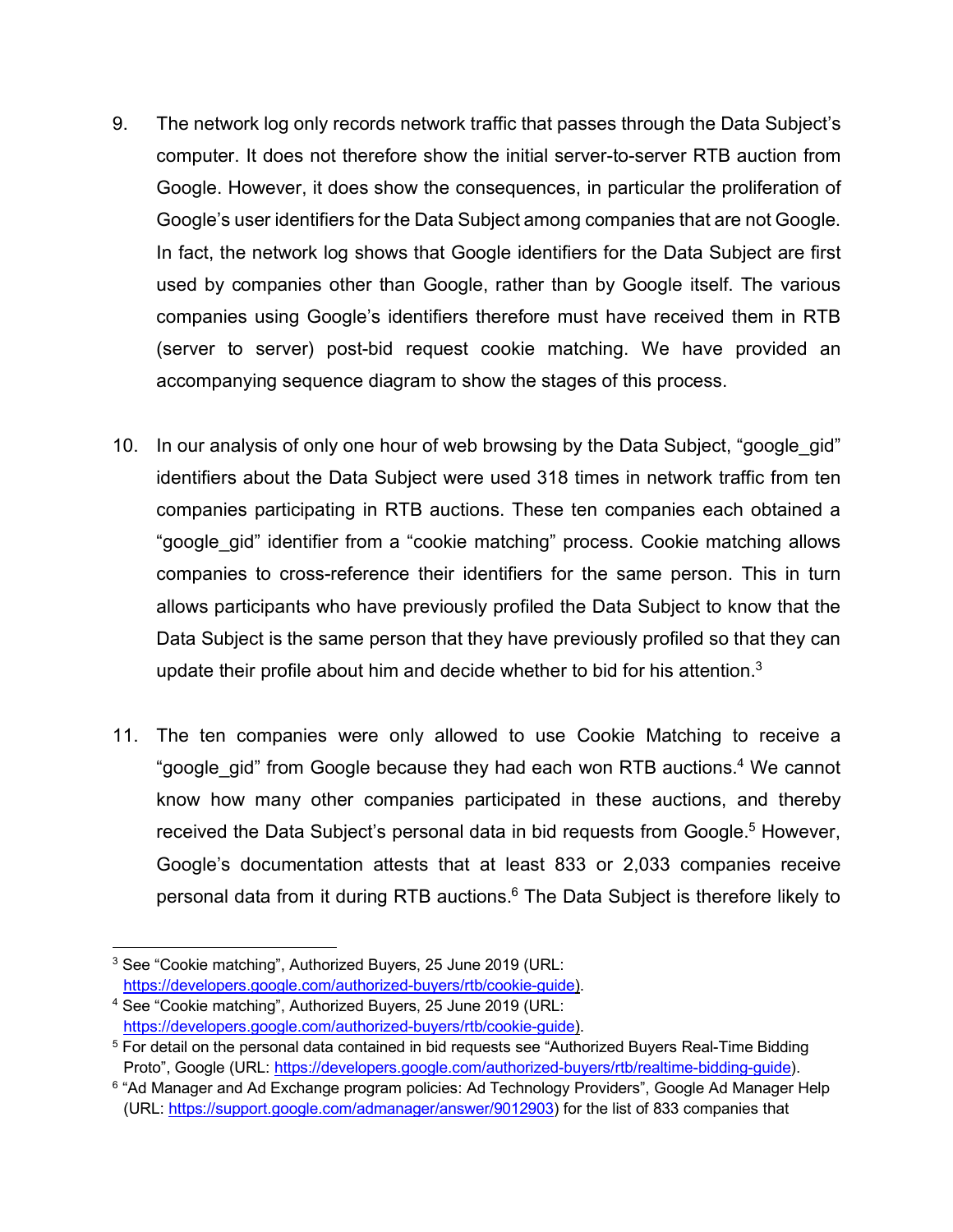9. The network log only records network traffic that passes through the Data Subject's computer. It does not therefore show the initial server-to-server RTB auction from Google. However, it does show the consequences, in particular the proliferation of Google's user identifiers for the Data Subject among companies that are not Google. In fact, the network log shows that Google identifiers for the Data Subject are first used by companies other than Google, rather than by Google itself. The various companies using Google's identifiers therefore must have received them in RTB (server to server) post-bid request cookie matching. We have provided an accompanying sequence diagram to show the stages of this process.

10. In our analysis of only one hour of web browsing by the Data Subject, "google_gid" identifiers about the Data Subject were used 318 times in network traffic from ten companies participating in RTB auctions. These ten companies each obtained a "google_gid" identifier from a "cookie matching" process. Cookie matching allows companies to cross-reference their identifiers for the same person. This in turn allows participants who have previously profiled the Data Subject to know that the Data Subject is the same person that they have previously profiled so that they can update their profile about him and decide whether to bid for his attention.[3]

11. The ten companies were only allowed to use Cookie Matching to receive a "google_gid" from Google because they had each won RTB auctions.[4] We cannot know how many other companies participated in these auctions, and thereby received the Data Subject's personal data in bid requests from Google.[5] However, Google's documentation attests that at least 833 or 2,033 companies receive personal data from it during RTB auctions.[6] The Data Subject is therefore likely to

---

[3] See "Cookie matching", Authorized Buyers, 25 June 2019 (URL: https://developers.google.com/authorized-buyers/rtb/cookie-guide).

[4] See "Cookie matching", Authorized Buyers, 25 June 2019 (URL: https://developers.google.com/authorized-buyers/rtb/cookie-guide).

[5] For detail on the personal data contained in bid requests see "Authorized Buyers Real-Time Bidding Proto", Google (URL: https://developers.google.com/authorized-buyers/rtb/realtime-bidding-guide).

[6] "Ad Manager and Ad Exchange program policies: Ad Technology Providers", Google Ad Manager Help (URL: https://support.google.com/admanager/answer/9012903) for the list of 833 companies that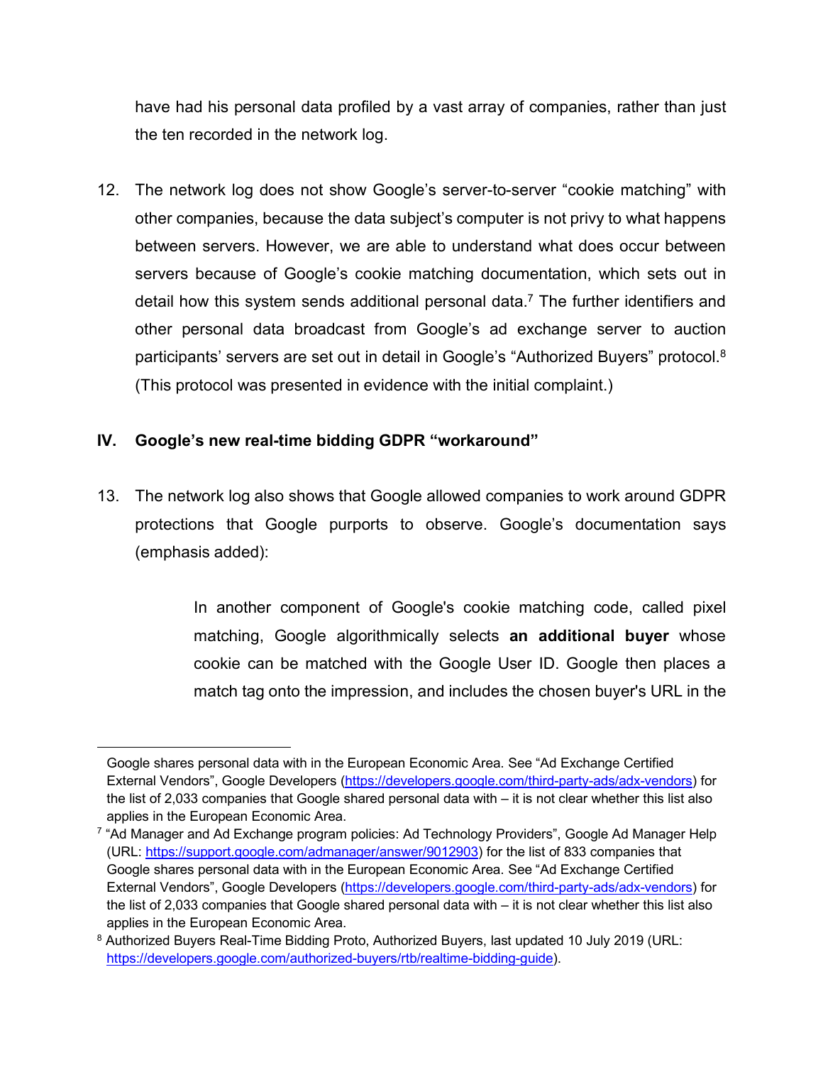have had his personal data profiled by a vast array of companies, rather than just the ten recorded in the network log.

12. The network log does not show Google's server-to-server "cookie matching" with other companies, because the data subject's computer is not privy to what happens between servers. However, we are able to understand what does occur between servers because of Google's cookie matching documentation, which sets out in detail how this system sends additional personal data.[7] The further identifiers and other personal data broadcast from Google's ad exchange server to auction participants' servers are set out in detail in Google's "Authorized Buyers" protocol.[8] (This protocol was presented in evidence with the initial complaint.)

## IV. Google's new real-time bidding GDPR "workaround"

13. The network log also shows that Google allowed companies to work around GDPR protections that Google purports to observe. Google's documentation says (emphasis added):

> In another component of Google's cookie matching code, called pixel matching, Google algorithmically selects **an additional buyer** whose cookie can be matched with the Google User ID. Google then places a match tag onto the impression, and includes the chosen buyer's URL in the

---

Google shares personal data with in the European Economic Area. See "Ad Exchange Certified External Vendors", Google Developers (https://developers.google.com/third-party-ads/adx-vendors) for the list of 2,033 companies that Google shared personal data with – it is not clear whether this list also applies in the European Economic Area.

[7] "Ad Manager and Ad Exchange program policies: Ad Technology Providers", Google Ad Manager Help (URL: https://support.google.com/admanager/answer/9012903) for the list of 833 companies that Google shares personal data with in the European Economic Area. See "Ad Exchange Certified External Vendors", Google Developers (https://developers.google.com/third-party-ads/adx-vendors) for the list of 2,033 companies that Google shared personal data with – it is not clear whether this list also applies in the European Economic Area.

[8] Authorized Buyers Real-Time Bidding Proto, Authorized Buyers, last updated 10 July 2019 (URL: https://developers.google.com/authorized-buyers/rtb/realtime-bidding-guide).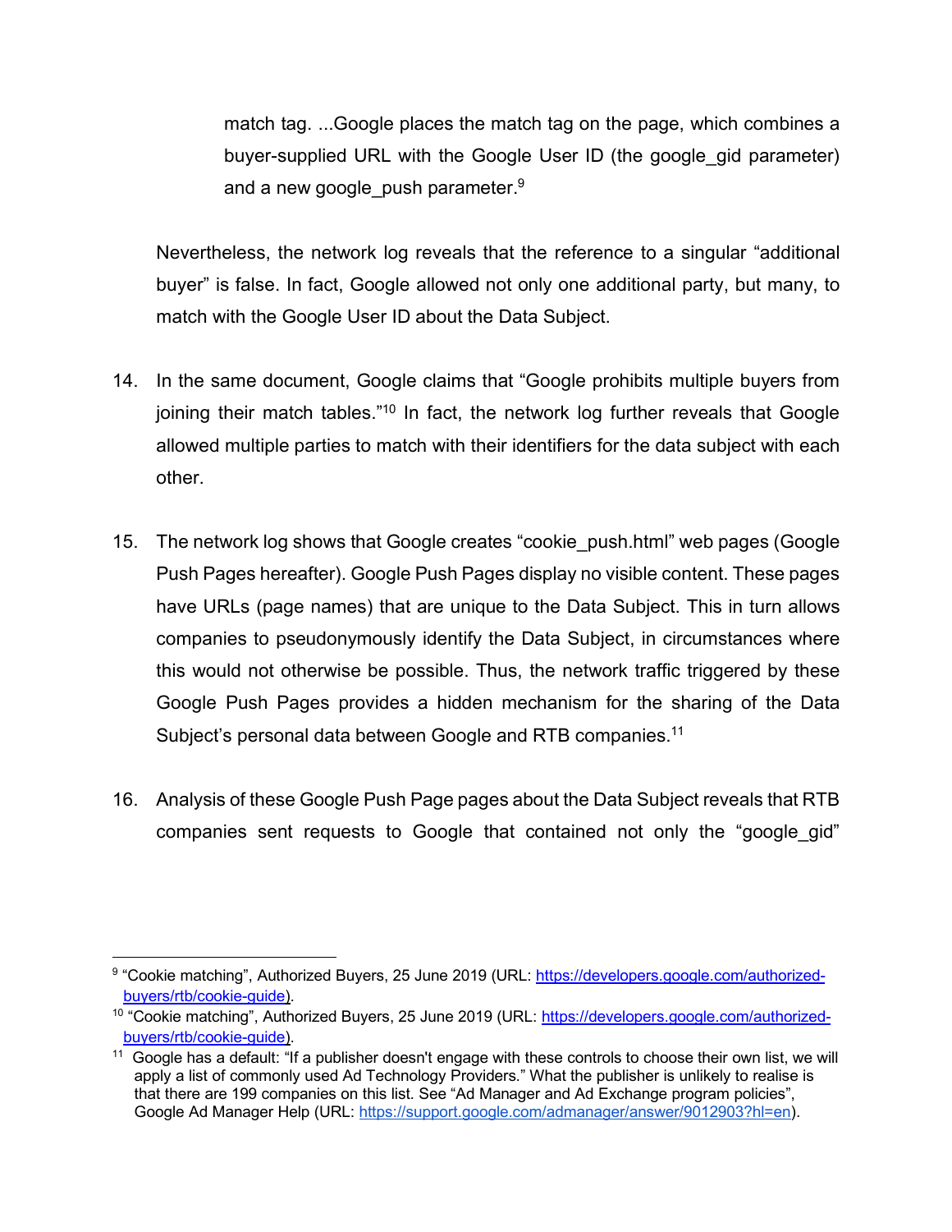> match tag. ...Google places the match tag on the page, which combines a buyer-supplied URL with the Google User ID (the google_gid parameter) and a new google_push parameter.[9]

Nevertheless, the network log reveals that the reference to a singular "additional buyer" is false. In fact, Google allowed not only one additional party, but many, to match with the Google User ID about the Data Subject.

14. In the same document, Google claims that "Google prohibits multiple buyers from joining their match tables."[10] In fact, the network log further reveals that Google allowed multiple parties to match with their identifiers for the data subject with each other.

15. The network log shows that Google creates "cookie_push.html" web pages (Google Push Pages hereafter). Google Push Pages display no visible content. These pages have URLs (page names) that are unique to the Data Subject. This in turn allows companies to pseudonymously identify the Data Subject, in circumstances where this would not otherwise be possible. Thus, the network traffic triggered by these Google Push Pages provides a hidden mechanism for the sharing of the Data Subject's personal data between Google and RTB companies.[11]

16. Analysis of these Google Push Page pages about the Data Subject reveals that RTB companies sent requests to Google that contained not only the "google_gid"

---

[9] "Cookie matching", Authorized Buyers, 25 June 2019 (URL: https://developers.google.com/authorized-buyers/rtb/cookie-guide).

[10] "Cookie matching", Authorized Buyers, 25 June 2019 (URL: https://developers.google.com/authorized-buyers/rtb/cookie-guide).

[11] Google has a default: "If a publisher doesn't engage with these controls to choose their own list, we will apply a list of commonly used Ad Technology Providers." What the publisher is unlikely to realise is that there are 199 companies on this list. See "Ad Manager and Ad Exchange program policies", Google Ad Manager Help (URL: https://support.google.com/admanager/answer/9012903?hl=en).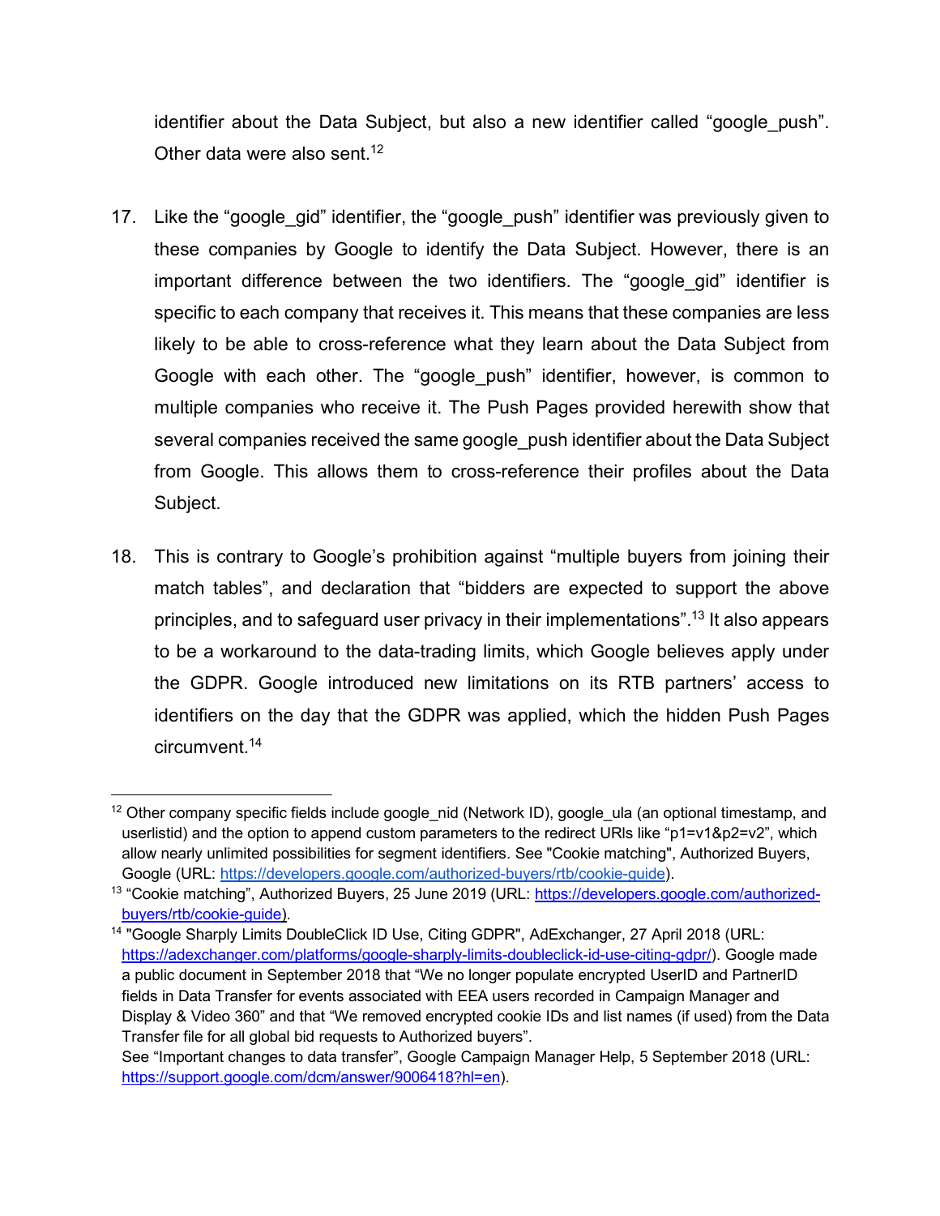identifier about the Data Subject, but also a new identifier called "google_push". Other data were also sent.[12]

17. Like the "google_gid" identifier, the "google_push" identifier was previously given to these companies by Google to identify the Data Subject. However, there is an important difference between the two identifiers. The "google_gid" identifier is specific to each company that receives it. This means that these companies are less likely to be able to cross-reference what they learn about the Data Subject from Google with each other. The "google_push" identifier, however, is common to multiple companies who receive it. The Push Pages provided herewith show that several companies received the same google_push identifier about the Data Subject from Google. This allows them to cross-reference their profiles about the Data Subject.

18. This is contrary to Google's prohibition against "multiple buyers from joining their match tables", and declaration that "bidders are expected to support the above principles, and to safeguard user privacy in their implementations".[13] It also appears to be a workaround to the data-trading limits, which Google believes apply under the GDPR. Google introduced new limitations on its RTB partners' access to identifiers on the day that the GDPR was applied, which the hidden Push Pages circumvent.[14]

---

[12] Other company specific fields include google_nid (Network ID), google_ula (an optional timestamp, and userlistid) and the option to append custom parameters to the redirect URls like "p1=v1&p2=v2", which allow nearly unlimited possibilities for segment identifiers. See "Cookie matching", Authorized Buyers, Google (URL: https://developers.google.com/authorized-buyers/rtb/cookie-guide).

[13] "Cookie matching", Authorized Buyers, 25 June 2019 (URL: https://developers.google.com/authorized-buyers/rtb/cookie-guide).

[14] "Google Sharply Limits DoubleClick ID Use, Citing GDPR", AdExchanger, 27 April 2018 (URL: https://adexchanger.com/platforms/google-sharply-limits-doubleclick-id-use-citing-gdpr/). Google made a public document in September 2018 that "We no longer populate encrypted UserID and PartnerID fields in Data Transfer for events associated with EEA users recorded in Campaign Manager and Display & Video 360" and that "We removed encrypted cookie IDs and list names (if used) from the Data Transfer file for all global bid requests to Authorized buyers".
See "Important changes to data transfer", Google Campaign Manager Help, 5 September 2018 (URL: https://support.google.com/dcm/answer/9006418?hl=en).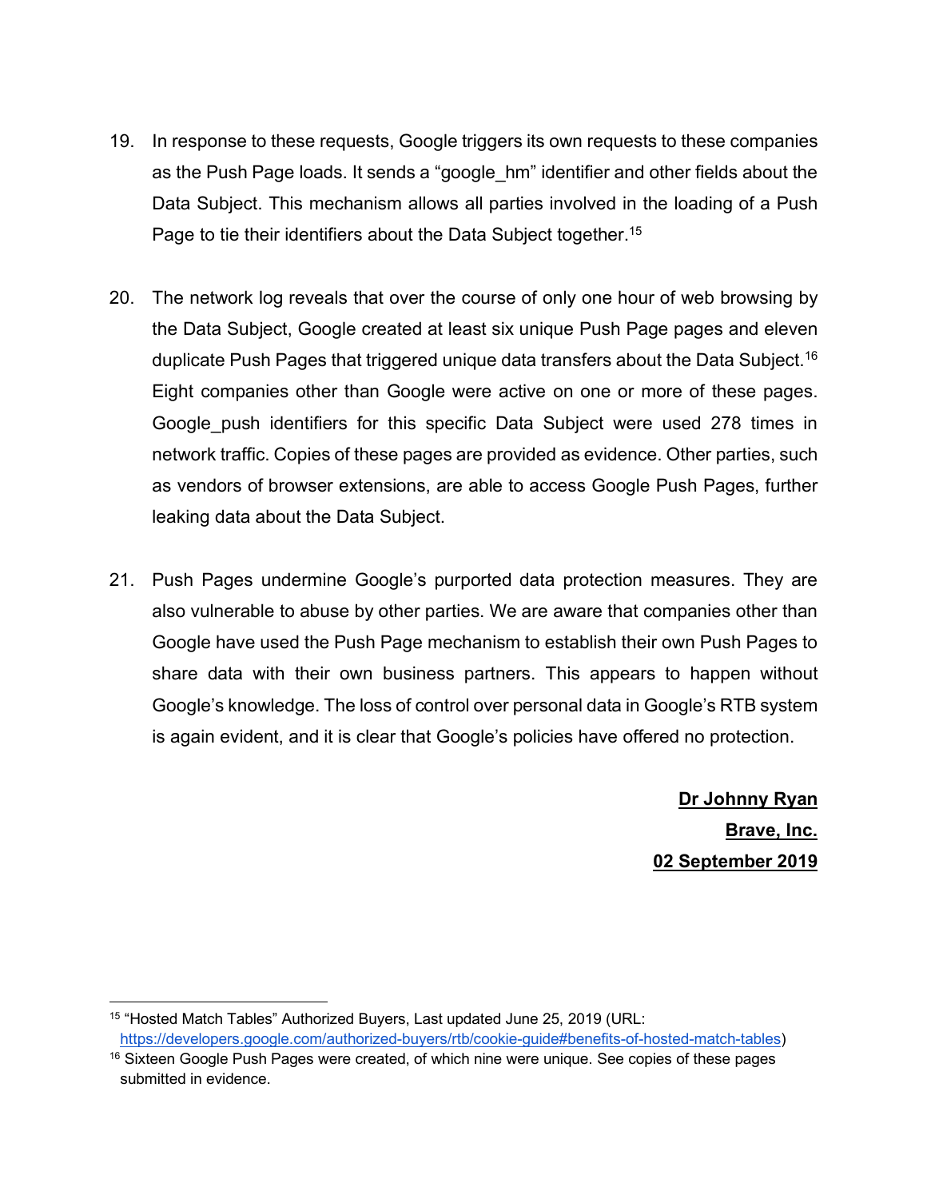19. In response to these requests, Google triggers its own requests to these companies as the Push Page loads. It sends a "google_hm" identifier and other fields about the Data Subject. This mechanism allows all parties involved in the loading of a Push Page to tie their identifiers about the Data Subject together.[15]

20. The network log reveals that over the course of only one hour of web browsing by the Data Subject, Google created at least six unique Push Page pages and eleven duplicate Push Pages that triggered unique data transfers about the Data Subject.[16] Eight companies other than Google were active on one or more of these pages. Google_push identifiers for this specific Data Subject were used 278 times in network traffic. Copies of these pages are provided as evidence. Other parties, such as vendors of browser extensions, are able to access Google Push Pages, further leaking data about the Data Subject.

21. Push Pages undermine Google's purported data protection measures. They are also vulnerable to abuse by other parties. We are aware that companies other than Google have used the Push Page mechanism to establish their own Push Pages to share data with their own business partners. This appears to happen without Google's knowledge. The loss of control over personal data in Google's RTB system is again evident, and it is clear that Google's policies have offered no protection.

**Dr Johnny Ryan**
**Brave, Inc.**
**02 September 2019**

---

[15] "Hosted Match Tables" Authorized Buyers, Last updated June 25, 2019 (URL: https://developers.google.com/authorized-buyers/rtb/cookie-guide#benefits-of-hosted-match-tables)

[16] Sixteen Google Push Pages were created, of which nine were unique. See copies of these pages submitted in evidence.